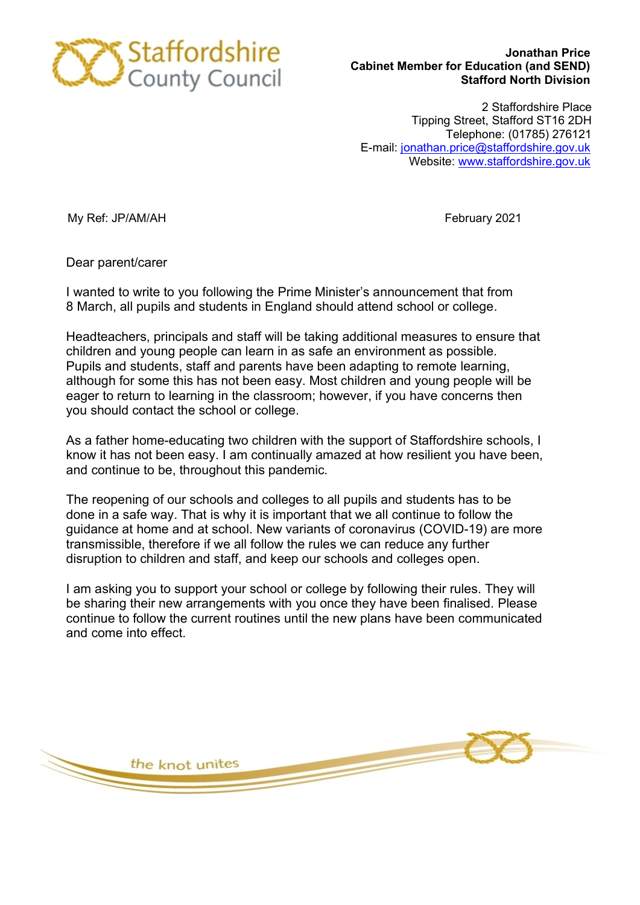Staffordshire County Council

**Jonathan Price**
**Cabinet Member for Education (and SEND)**
**Stafford North Division**

2 Staffordshire Place
Tipping Street, Stafford ST16 2DH
Telephone: (01785) 276121
E-mail: jonathan.price@staffordshire.gov.uk
Website: www.staffordshire.gov.uk

My Ref: JP/AM/AH

February 2021

Dear parent/carer

I wanted to write to you following the Prime Minister's announcement that from 8 March, all pupils and students in England should attend school or college.

Headteachers, principals and staff will be taking additional measures to ensure that children and young people can learn in as safe an environment as possible. Pupils and students, staff and parents have been adapting to remote learning, although for some this has not been easy. Most children and young people will be eager to return to learning in the classroom; however, if you have concerns then you should contact the school or college.

As a father home-educating two children with the support of Staffordshire schools, I know it has not been easy. I am continually amazed at how resilient you have been, and continue to be, throughout this pandemic.

The reopening of our schools and colleges to all pupils and students has to be done in a safe way. That is why it is important that we all continue to follow the guidance at home and at school. New variants of coronavirus (COVID-19) are more transmissible, therefore if we all follow the rules we can reduce any further disruption to children and staff, and keep our schools and colleges open.

I am asking you to support your school or college by following their rules. They will be sharing their new arrangements with you once they have been finalised. Please continue to follow the current routines until the new plans have been communicated and come into effect.

*the knot unites*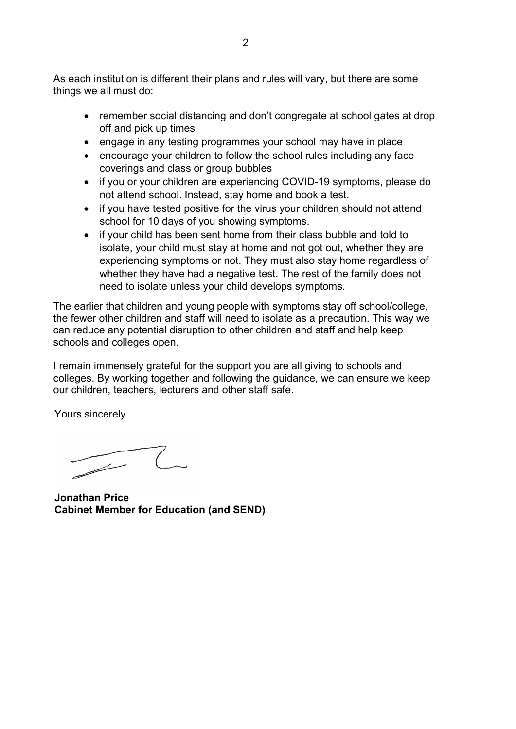As each institution is different their plans and rules will vary, but there are some things we all must do:

- remember social distancing and don't congregate at school gates at drop off and pick up times
- engage in any testing programmes your school may have in place
- encourage your children to follow the school rules including any face coverings and class or group bubbles
- if you or your children are experiencing COVID-19 symptoms, please do not attend school. Instead, stay home and book a test.
- if you have tested positive for the virus your children should not attend school for 10 days of you showing symptoms.
- if your child has been sent home from their class bubble and told to isolate, your child must stay at home and not got out, whether they are experiencing symptoms or not. They must also stay home regardless of whether they have had a negative test. The rest of the family does not need to isolate unless your child develops symptoms.

The earlier that children and young people with symptoms stay off school/college, the fewer other children and staff will need to isolate as a precaution. This way we can reduce any potential disruption to other children and staff and help keep schools and colleges open.

I remain immensely grateful for the support you are all giving to schools and colleges. By working together and following the guidance, we can ensure we keep our children, teachers, lecturers and other staff safe.

Yours sincerely

**Jonathan Price**
**Cabinet Member for Education (and SEND)**